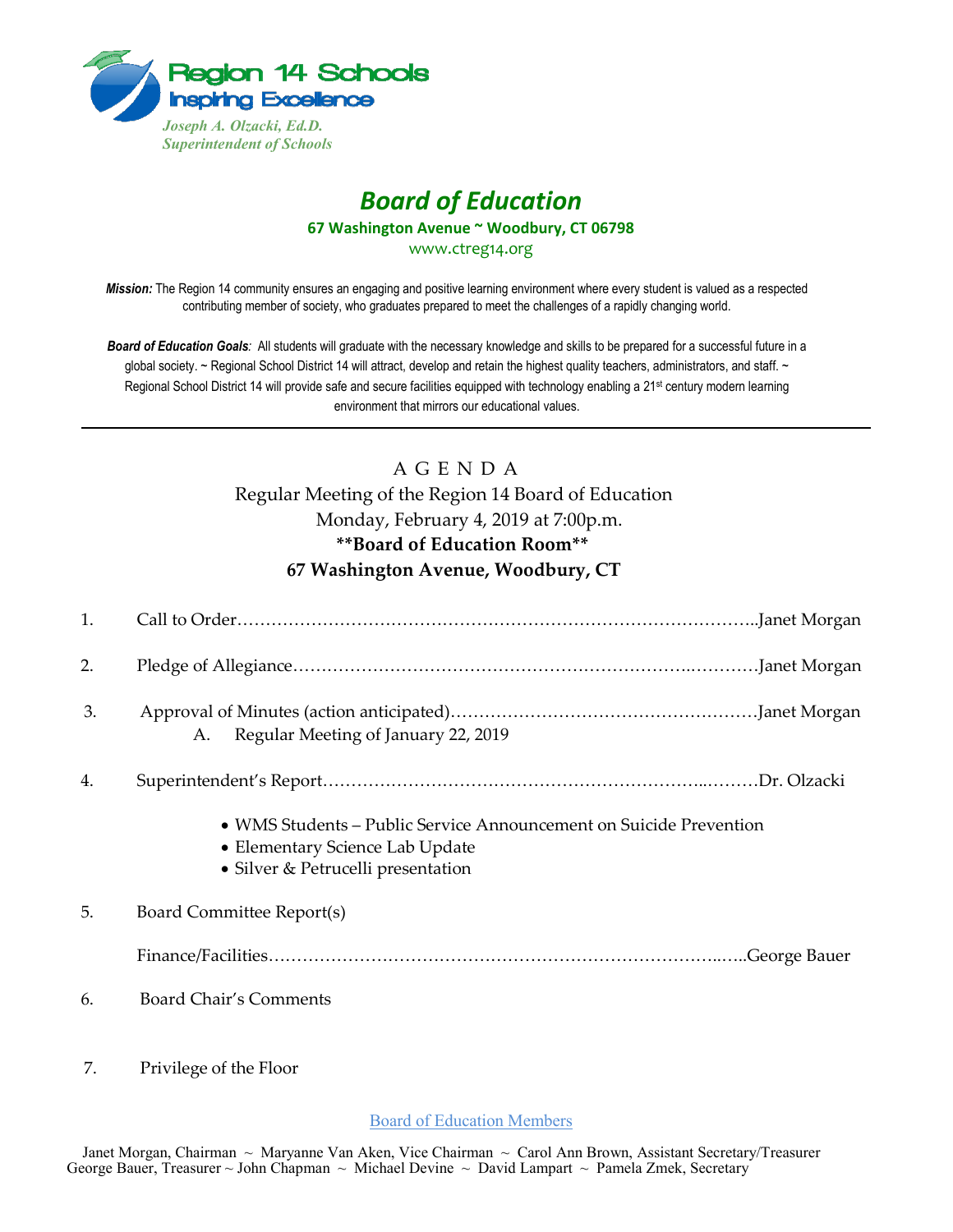Region 14 Schools
Inspiring Excellence

*Joseph A. Olzacki, Ed.D.*
*Superintendent of Schools*

# *Board of Education*

**67 Washington Avenue ~ Woodbury, CT 06798**

www.ctreg14.org

***Mission:*** The Region 14 community ensures an engaging and positive learning environment where every student is valued as a respected contributing member of society, who graduates prepared to meet the challenges of a rapidly changing world.

***Board of Education Goals:*** All students will graduate with the necessary knowledge and skills to be prepared for a successful future in a global society. ~ Regional School District 14 will attract, develop and retain the highest quality teachers, administrators, and staff. ~ Regional School District 14 will provide safe and secure facilities equipped with technology enabling a 21st century modern learning environment that mirrors our educational values.

---

## A G E N D A

Regular Meeting of the Region 14 Board of Education
Monday, February 4, 2019 at 7:00p.m.
**\*\*Board of Education Room\*\***
**67 Washington Avenue, Woodbury, CT**

1. Call to Order……………………………………………………………………………..Janet Morgan

2. Pledge of Allegiance…………………………………………………………..…………Janet Morgan

3. Approval of Minutes (action anticipated)………………………………………………Janet Morgan
   A. Regular Meeting of January 22, 2019

4. Superintendent's Report……………………………………………………...………Dr. Olzacki
   - WMS Students – Public Service Announcement on Suicide Prevention
   - Elementary Science Lab Update
   - Silver & Petrucelli presentation

5. Board Committee Report(s)

   Finance/Facilities……………………………………………………………………..…..George Bauer

6. Board Chair's Comments

7. Privilege of the Floor

Board of Education Members

Janet Morgan, Chairman ~ Maryanne Van Aken, Vice Chairman ~ Carol Ann Brown, Assistant Secretary/Treasurer
George Bauer, Treasurer ~ John Chapman ~ Michael Devine ~ David Lampart ~ Pamela Zmek, Secretary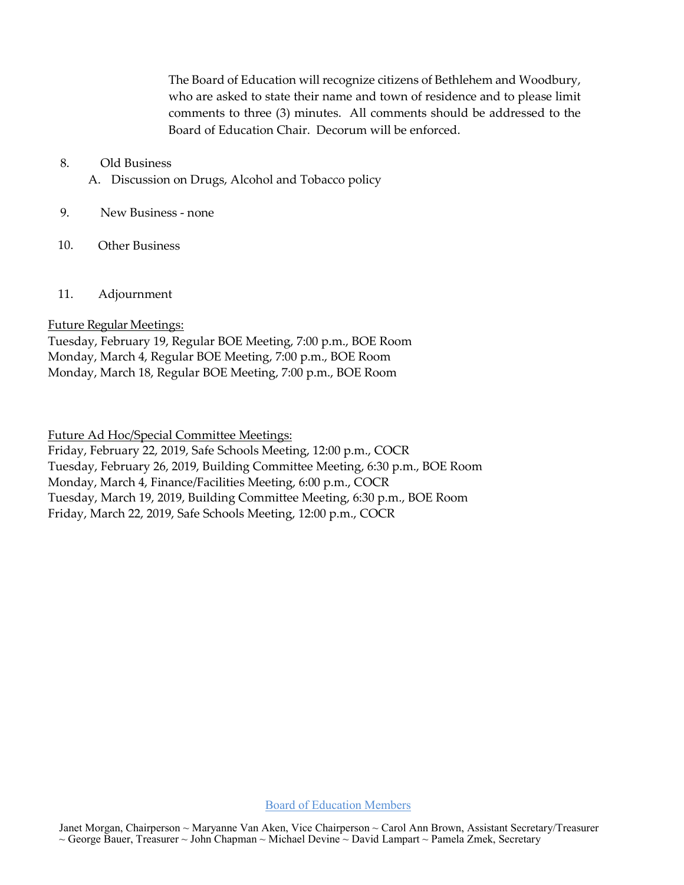The Board of Education will recognize citizens of Bethlehem and Woodbury, who are asked to state their name and town of residence and to please limit comments to three (3) minutes. All comments should be addressed to the Board of Education Chair. Decorum will be enforced.

8. Old Business
   A. Discussion on Drugs, Alcohol and Tobacco policy

9. New Business - none

10. Other Business

11. Adjournment

<u>Future Regular Meetings:</u>
Tuesday, February 19, Regular BOE Meeting, 7:00 p.m., BOE Room
Monday, March 4, Regular BOE Meeting, 7:00 p.m., BOE Room
Monday, March 18, Regular BOE Meeting, 7:00 p.m., BOE Room

<u>Future Ad Hoc/Special Committee Meetings:</u>
Friday, February 22, 2019, Safe Schools Meeting, 12:00 p.m., COCR
Tuesday, February 26, 2019, Building Committee Meeting, 6:30 p.m., BOE Room
Monday, March 4, Finance/Facilities Meeting, 6:00 p.m., COCR
Tuesday, March 19, 2019, Building Committee Meeting, 6:30 p.m., BOE Room
Friday, March 22, 2019, Safe Schools Meeting, 12:00 p.m., COCR

Board of Education Members

Janet Morgan, Chairperson ~ Maryanne Van Aken, Vice Chairperson ~ Carol Ann Brown, Assistant Secretary/Treasurer ~ George Bauer, Treasurer ~ John Chapman ~ Michael Devine ~ David Lampart ~ Pamela Zmek, Secretary